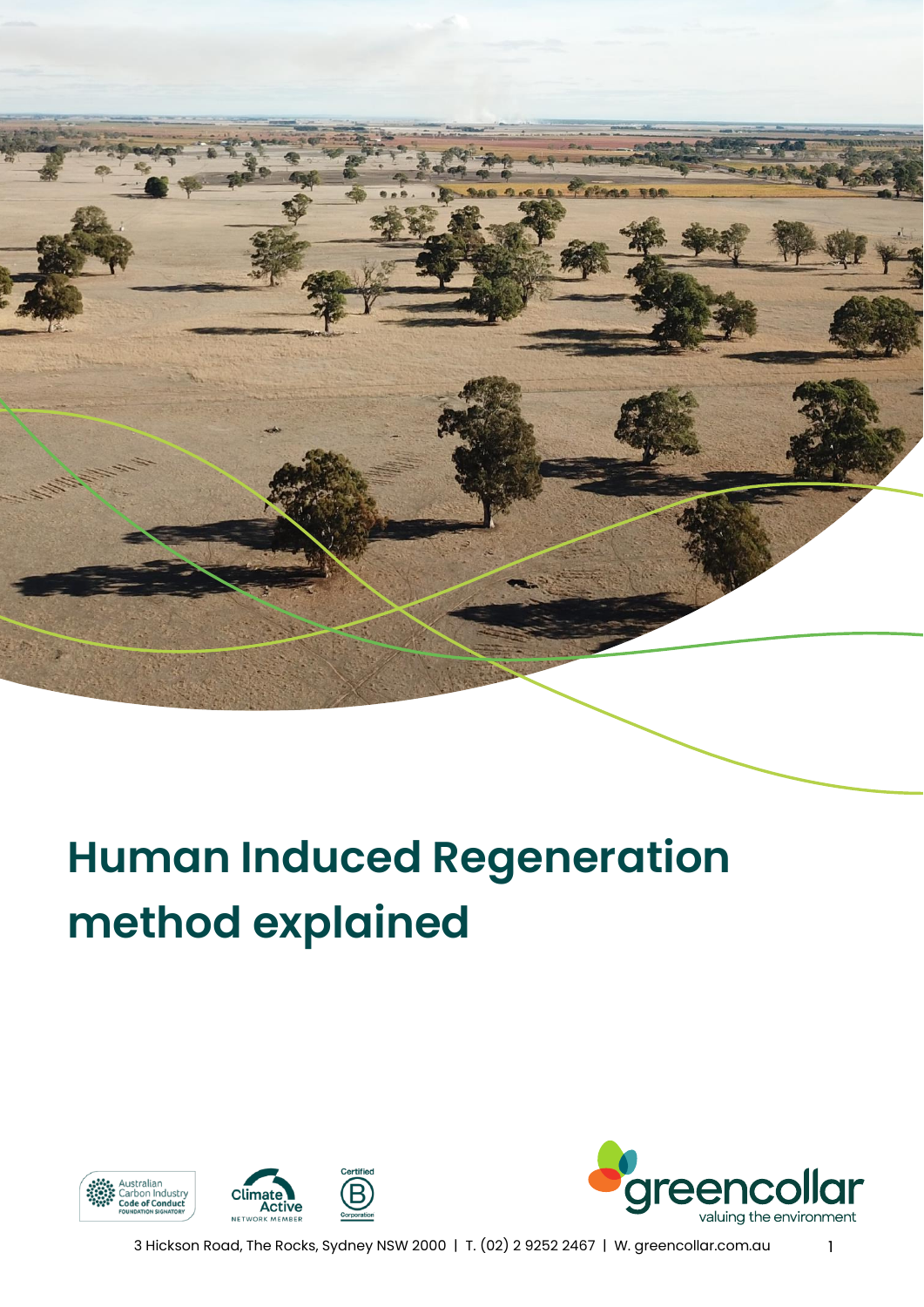# Human Induced Regeneration method explained

Australian Carbon Industry Code of Conduct FOUNDATION SIGNATORY

Climate Active NETWORK MEMBER

Certified B Corporation

greencollar valuing the environment

3 Hickson Road, The Rocks, Sydney NSW 2000 | T. (02) 2 9252 2467 | W. greencollar.com.au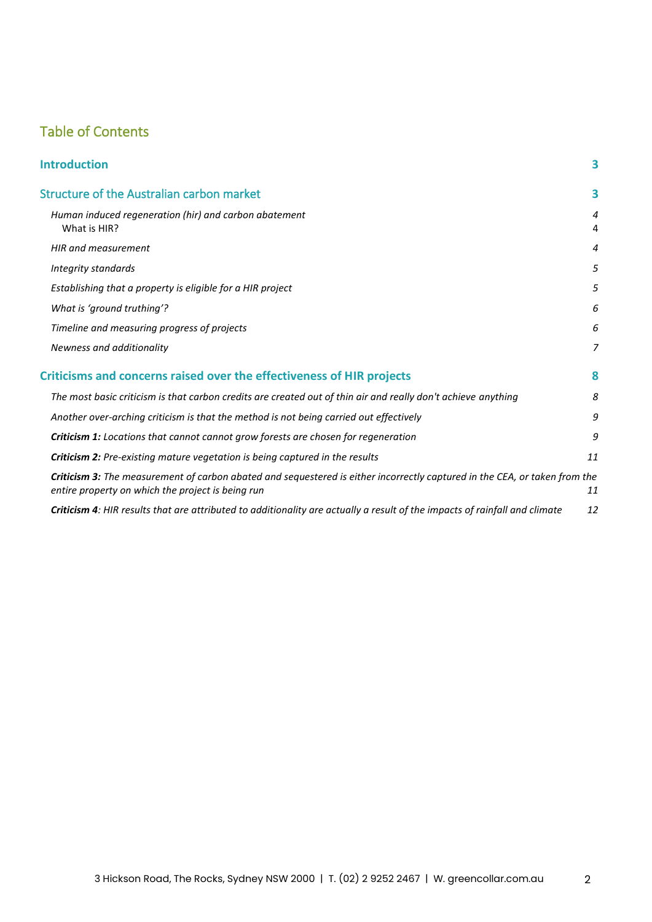## Table of Contents

**Introduction** 3

**Structure of the Australian carbon market** 3

- *Human induced regeneration (hir) and carbon abatement* 4
  - What is HIR? 4
- *HIR and measurement* 4
- *Integrity standards* 5
- *Establishing that a property is eligible for a HIR project* 5
- *What is 'ground truthing'?* 6
- *Timeline and measuring progress of projects* 6
- *Newness and additionality* 7

**Criticisms and concerns raised over the effectiveness of HIR projects** 8

- *The most basic criticism is that carbon credits are created out of thin air and really don't achieve anything* 8
- *Another over-arching criticism is that the method is not being carried out effectively* 9
- ***Criticism 1:** Locations that cannot cannot grow forests are chosen for regeneration* 9
- ***Criticism 2:** Pre-existing mature vegetation is being captured in the results* 11
- ***Criticism 3:** The measurement of carbon abated and sequestered is either incorrectly captured in the CEA, or taken from the entire property on which the project is being run* 11
- ***Criticism 4**: HIR results that are attributed to additionality are actually a result of the impacts of rainfall and climate* 12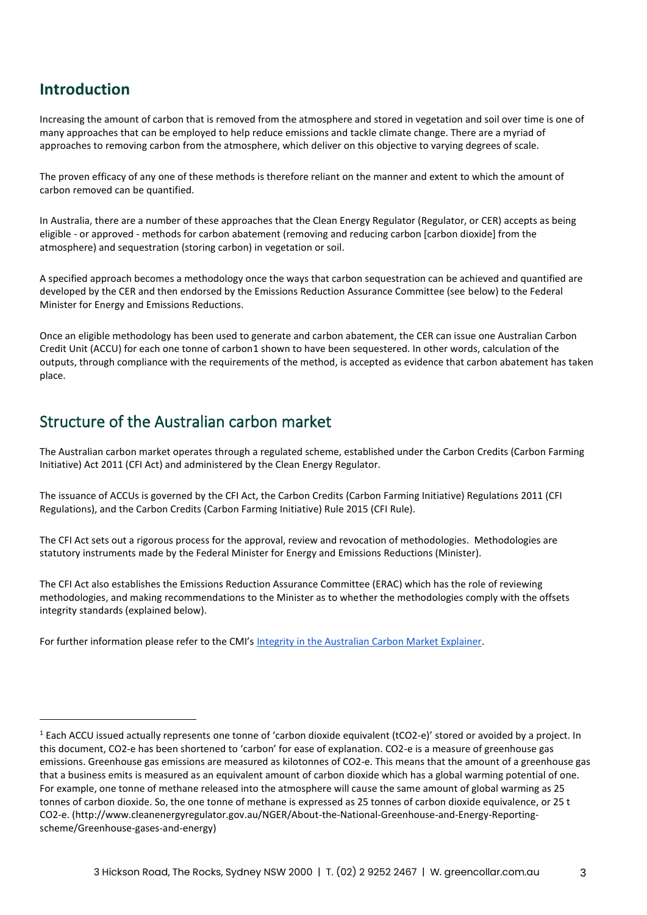## Introduction

Increasing the amount of carbon that is removed from the atmosphere and stored in vegetation and soil over time is one of many approaches that can be employed to help reduce emissions and tackle climate change. There are a myriad of approaches to removing carbon from the atmosphere, which deliver on this objective to varying degrees of scale.

The proven efficacy of any one of these methods is therefore reliant on the manner and extent to which the amount of carbon removed can be quantified.

In Australia, there are a number of these approaches that the Clean Energy Regulator (Regulator, or CER) accepts as being eligible - or approved - methods for carbon abatement (removing and reducing carbon [carbon dioxide] from the atmosphere) and sequestration (storing carbon) in vegetation or soil.

A specified approach becomes a methodology once the ways that carbon sequestration can be achieved and quantified are developed by the CER and then endorsed by the Emissions Reduction Assurance Committee (see below) to the Federal Minister for Energy and Emissions Reductions.

Once an eligible methodology has been used to generate and carbon abatement, the CER can issue one Australian Carbon Credit Unit (ACCU) for each one tonne of carbon[1] shown to have been sequestered. In other words, calculation of the outputs, through compliance with the requirements of the method, is accepted as evidence that carbon abatement has taken place.

## Structure of the Australian carbon market

The Australian carbon market operates through a regulated scheme, established under the Carbon Credits (Carbon Farming Initiative) Act 2011 (CFI Act) and administered by the Clean Energy Regulator.

The issuance of ACCUs is governed by the CFI Act, the Carbon Credits (Carbon Farming Initiative) Regulations 2011 (CFI Regulations), and the Carbon Credits (Carbon Farming Initiative) Rule 2015 (CFI Rule).

The CFI Act sets out a rigorous process for the approval, review and revocation of methodologies. Methodologies are statutory instruments made by the Federal Minister for Energy and Emissions Reductions (Minister).

The CFI Act also establishes the Emissions Reduction Assurance Committee (ERAC) which has the role of reviewing methodologies, and making recommendations to the Minister as to whether the methodologies comply with the offsets integrity standards (explained below).

For further information please refer to the CMI's [Integrity in the Australian Carbon Market Explainer](#).

---

[1] Each ACCU issued actually represents one tonne of 'carbon dioxide equivalent (t$CO_2$-e)' stored or avoided by a project. In this document, $CO_2$-e has been shortened to 'carbon' for ease of explanation. $CO_2$-e is a measure of greenhouse gas emissions. Greenhouse gas emissions are measured as kilotonnes of $CO_2$-e. This means that the amount of a greenhouse gas that a business emits is measured as an equivalent amount of carbon dioxide which has a global warming potential of one. For example, one tonne of methane released into the atmosphere will cause the same amount of global warming as 25 tonnes of carbon dioxide. So, the one tonne of methane is expressed as 25 tonnes of carbon dioxide equivalence, or 25 t $CO_2$-e. (http://www.cleanenergyregulator.gov.au/NGER/About-the-National-Greenhouse-and-Energy-Reporting-scheme/Greenhouse-gases-and-energy)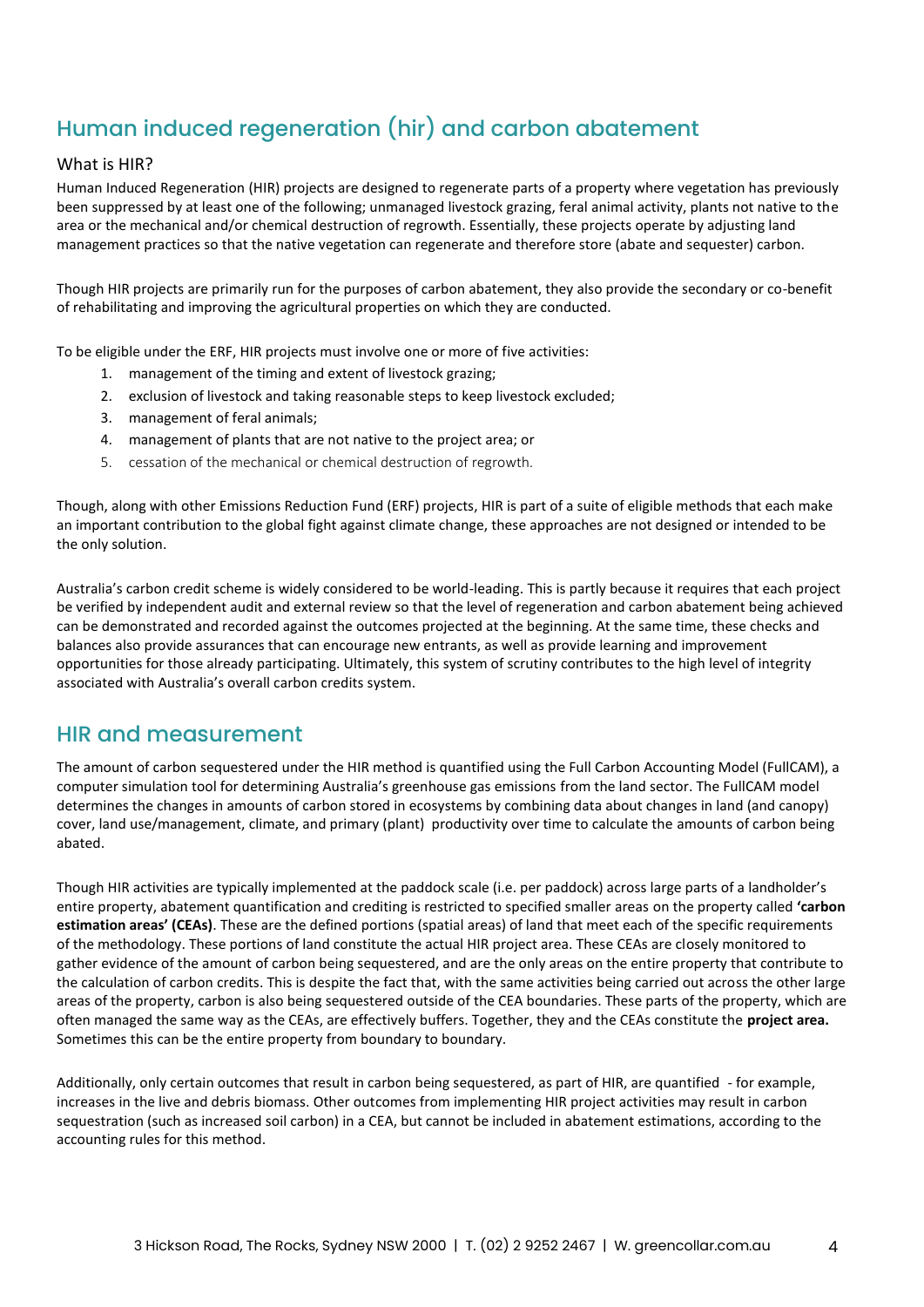## Human induced regeneration (hir) and carbon abatement

### What is HIR?

Human Induced Regeneration (HIR) projects are designed to regenerate parts of a property where vegetation has previously been suppressed by at least one of the following; unmanaged livestock grazing, feral animal activity, plants not native to the area or the mechanical and/or chemical destruction of regrowth. Essentially, these projects operate by adjusting land management practices so that the native vegetation can regenerate and therefore store (abate and sequester) carbon.

Though HIR projects are primarily run for the purposes of carbon abatement, they also provide the secondary or co-benefit of rehabilitating and improving the agricultural properties on which they are conducted.

To be eligible under the ERF, HIR projects must involve one or more of five activities:

1. management of the timing and extent of livestock grazing;
2. exclusion of livestock and taking reasonable steps to keep livestock excluded;
3. management of feral animals;
4. management of plants that are not native to the project area; or
5. cessation of the mechanical or chemical destruction of regrowth.

Though, along with other Emissions Reduction Fund (ERF) projects, HIR is part of a suite of eligible methods that each make an important contribution to the global fight against climate change, these approaches are not designed or intended to be the only solution.

Australia's carbon credit scheme is widely considered to be world-leading. This is partly because it requires that each project be verified by independent audit and external review so that the level of regeneration and carbon abatement being achieved can be demonstrated and recorded against the outcomes projected at the beginning. At the same time, these checks and balances also provide assurances that can encourage new entrants, as well as provide learning and improvement opportunities for those already participating. Ultimately, this system of scrutiny contributes to the high level of integrity associated with Australia's overall carbon credits system.

## HIR and measurement

The amount of carbon sequestered under the HIR method is quantified using the Full Carbon Accounting Model (FullCAM), a computer simulation tool for determining Australia's greenhouse gas emissions from the land sector. The FullCAM model determines the changes in amounts of carbon stored in ecosystems by combining data about changes in land (and canopy) cover, land use/management, climate, and primary (plant) productivity over time to calculate the amounts of carbon being abated.

Though HIR activities are typically implemented at the paddock scale (i.e. per paddock) across large parts of a landholder's entire property, abatement quantification and crediting is restricted to specified smaller areas on the property called **'carbon estimation areas' (CEAs)**. These are the defined portions (spatial areas) of land that meet each of the specific requirements of the methodology. These portions of land constitute the actual HIR project area. These CEAs are closely monitored to gather evidence of the amount of carbon being sequestered, and are the only areas on the entire property that contribute to the calculation of carbon credits. This is despite the fact that, with the same activities being carried out across the other large areas of the property, carbon is also being sequestered outside of the CEA boundaries. These parts of the property, which are often managed the same way as the CEAs, are effectively buffers. Together, they and the CEAs constitute the **project area.** Sometimes this can be the entire property from boundary to boundary.

Additionally, only certain outcomes that result in carbon being sequestered, as part of HIR, are quantified - for example, increases in the live and debris biomass. Other outcomes from implementing HIR project activities may result in carbon sequestration (such as increased soil carbon) in a CEA, but cannot be included in abatement estimations, according to the accounting rules for this method.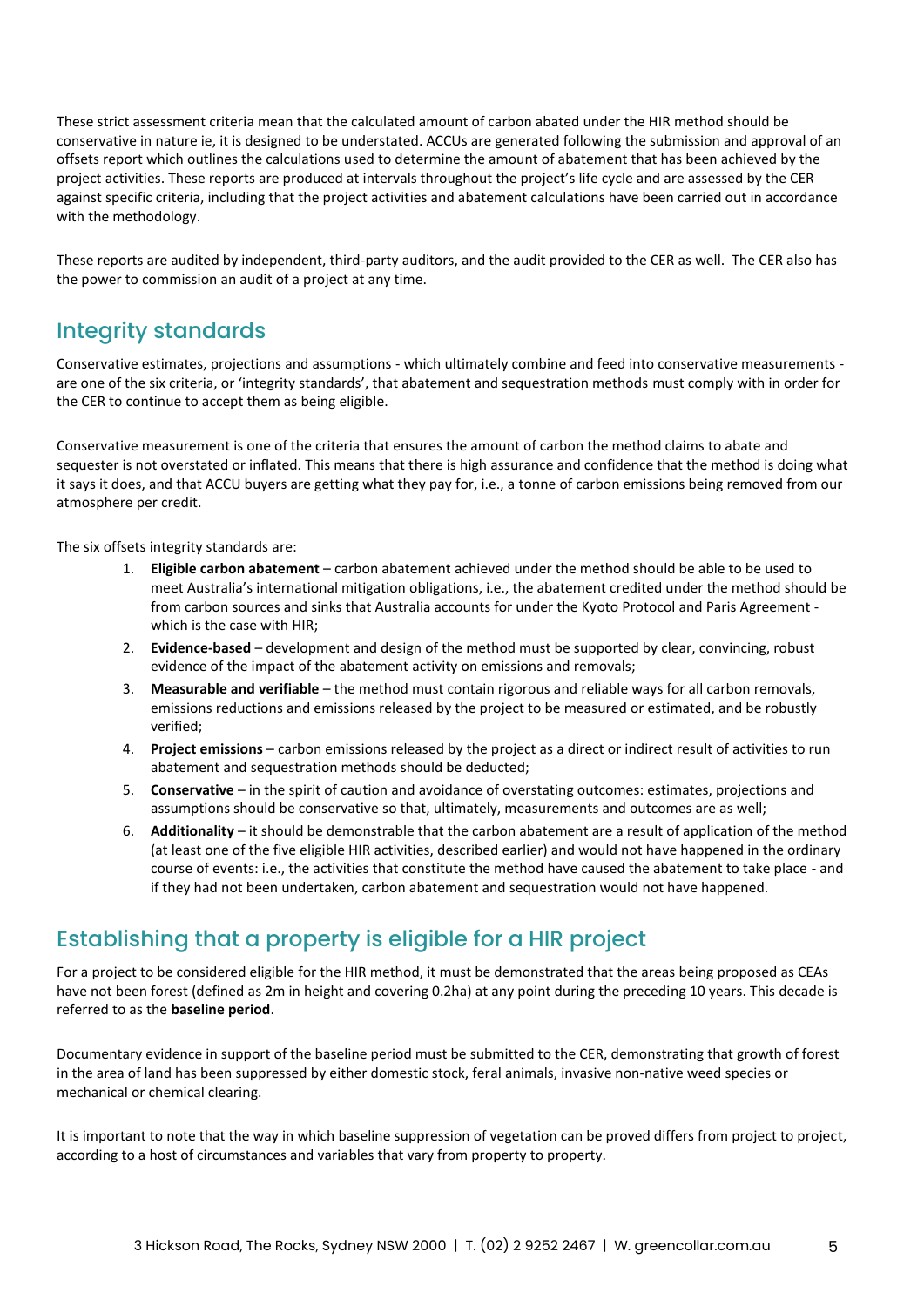These strict assessment criteria mean that the calculated amount of carbon abated under the HIR method should be conservative in nature ie, it is designed to be understated. ACCUs are generated following the submission and approval of an offsets report which outlines the calculations used to determine the amount of abatement that has been achieved by the project activities. These reports are produced at intervals throughout the project's life cycle and are assessed by the CER against specific criteria, including that the project activities and abatement calculations have been carried out in accordance with the methodology.

These reports are audited by independent, third-party auditors, and the audit provided to the CER as well. The CER also has the power to commission an audit of a project at any time.

## Integrity standards

Conservative estimates, projections and assumptions - which ultimately combine and feed into conservative measurements - are one of the six criteria, or 'integrity standards', that abatement and sequestration methods must comply with in order for the CER to continue to accept them as being eligible.

Conservative measurement is one of the criteria that ensures the amount of carbon the method claims to abate and sequester is not overstated or inflated. This means that there is high assurance and confidence that the method is doing what it says it does, and that ACCU buyers are getting what they pay for, i.e., a tonne of carbon emissions being removed from our atmosphere per credit.

The six offsets integrity standards are:

1. **Eligible carbon abatement** – carbon abatement achieved under the method should be able to be used to meet Australia's international mitigation obligations, i.e., the abatement credited under the method should be from carbon sources and sinks that Australia accounts for under the Kyoto Protocol and Paris Agreement - which is the case with HIR;
2. **Evidence-based** – development and design of the method must be supported by clear, convincing, robust evidence of the impact of the abatement activity on emissions and removals;
3. **Measurable and verifiable** – the method must contain rigorous and reliable ways for all carbon removals, emissions reductions and emissions released by the project to be measured or estimated, and be robustly verified;
4. **Project emissions** – carbon emissions released by the project as a direct or indirect result of activities to run abatement and sequestration methods should be deducted;
5. **Conservative** – in the spirit of caution and avoidance of overstating outcomes: estimates, projections and assumptions should be conservative so that, ultimately, measurements and outcomes are as well;
6. **Additionality** – it should be demonstrable that the carbon abatement are a result of application of the method (at least one of the five eligible HIR activities, described earlier) and would not have happened in the ordinary course of events: i.e., the activities that constitute the method have caused the abatement to take place - and if they had not been undertaken, carbon abatement and sequestration would not have happened.

## Establishing that a property is eligible for a HIR project

For a project to be considered eligible for the HIR method, it must be demonstrated that the areas being proposed as CEAs have not been forest (defined as 2m in height and covering 0.2ha) at any point during the preceding 10 years. This decade is referred to as the **baseline period**.

Documentary evidence in support of the baseline period must be submitted to the CER, demonstrating that growth of forest in the area of land has been suppressed by either domestic stock, feral animals, invasive non-native weed species or mechanical or chemical clearing.

It is important to note that the way in which baseline suppression of vegetation can be proved differs from project to project, according to a host of circumstances and variables that vary from property to property.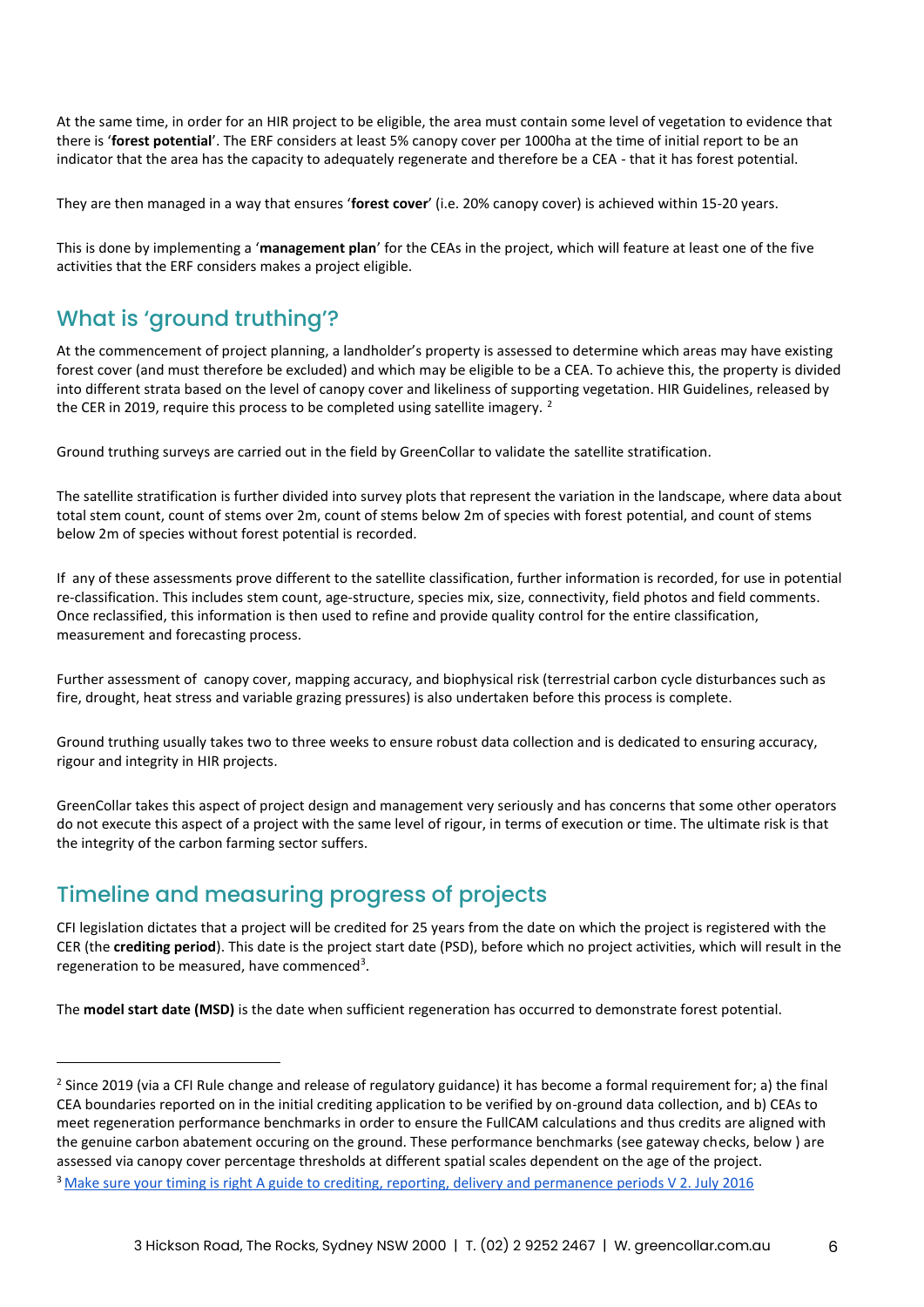At the same time, in order for an HIR project to be eligible, the area must contain some level of vegetation to evidence that there is '**forest potential**'. The ERF considers at least 5% canopy cover per 1000ha at the time of initial report to be an indicator that the area has the capacity to adequately regenerate and therefore be a CEA - that it has forest potential.

They are then managed in a way that ensures '**forest cover**' (i.e. 20% canopy cover) is achieved within 15-20 years.

This is done by implementing a '**management plan**' for the CEAs in the project, which will feature at least one of the five activities that the ERF considers makes a project eligible.

## What is 'ground truthing'?

At the commencement of project planning, a landholder's property is assessed to determine which areas may have existing forest cover (and must therefore be excluded) and which may be eligible to be a CEA. To achieve this, the property is divided into different strata based on the level of canopy cover and likeliness of supporting vegetation. HIR Guidelines, released by the CER in 2019, require this process to be completed using satellite imagery. [2]

Ground truthing surveys are carried out in the field by GreenCollar to validate the satellite stratification.

The satellite stratification is further divided into survey plots that represent the variation in the landscape, where data about total stem count, count of stems over 2m, count of stems below 2m of species with forest potential, and count of stems below 2m of species without forest potential is recorded.

If any of these assessments prove different to the satellite classification, further information is recorded, for use in potential re-classification. This includes stem count, age-structure, species mix, size, connectivity, field photos and field comments. Once reclassified, this information is then used to refine and provide quality control for the entire classification, measurement and forecasting process.

Further assessment of canopy cover, mapping accuracy, and biophysical risk (terrestrial carbon cycle disturbances such as fire, drought, heat stress and variable grazing pressures) is also undertaken before this process is complete.

Ground truthing usually takes two to three weeks to ensure robust data collection and is dedicated to ensuring accuracy, rigour and integrity in HIR projects.

GreenCollar takes this aspect of project design and management very seriously and has concerns that some other operators do not execute this aspect of a project with the same level of rigour, in terms of execution or time. The ultimate risk is that the integrity of the carbon farming sector suffers.

## Timeline and measuring progress of projects

CFI legislation dictates that a project will be credited for 25 years from the date on which the project is registered with the CER (the **crediting period**). This date is the project start date (PSD), before which no project activities, which will result in the regeneration to be measured, have commenced[3].

The **model start date (MSD)** is the date when sufficient regeneration has occurred to demonstrate forest potential.

---

[2] Since 2019 (via a CFI Rule change and release of regulatory guidance) it has become a formal requirement for; a) the final CEA boundaries reported on in the initial crediting application to be verified by on-ground data collection, and b) CEAs to meet regeneration performance benchmarks in order to ensure the FullCAM calculations and thus credits are aligned with the genuine carbon abatement occuring on the ground. These performance benchmarks (see gateway checks, below ) are assessed via canopy cover percentage thresholds at different spatial scales dependent on the age of the project.

[3] Make sure your timing is right A guide to crediting, reporting, delivery and permanence periods V 2. July 2016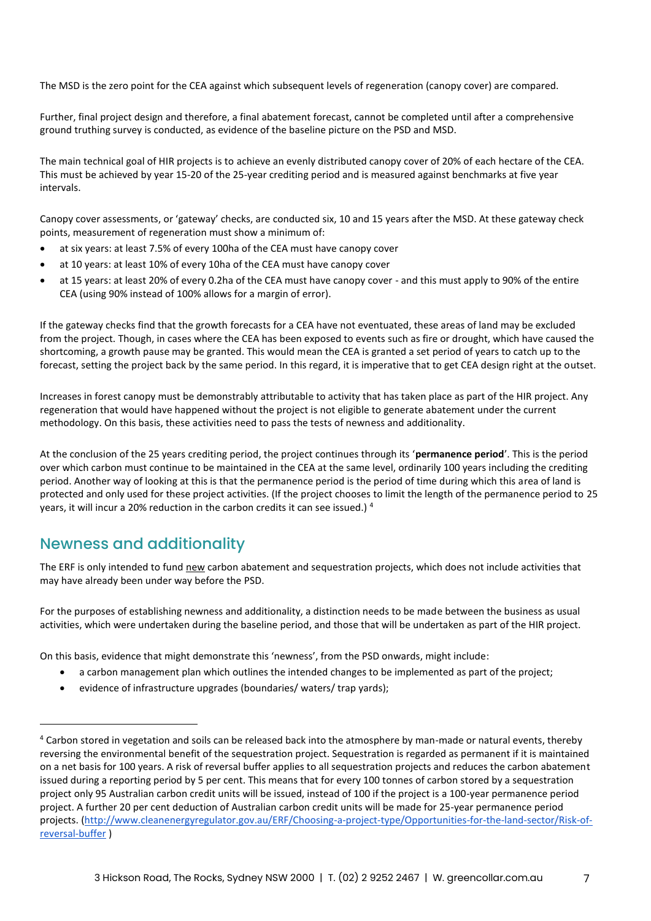The MSD is the zero point for the CEA against which subsequent levels of regeneration (canopy cover) are compared.

Further, final project design and therefore, a final abatement forecast, cannot be completed until after a comprehensive ground truthing survey is conducted, as evidence of the baseline picture on the PSD and MSD.

The main technical goal of HIR projects is to achieve an evenly distributed canopy cover of 20% of each hectare of the CEA. This must be achieved by year 15-20 of the 25-year crediting period and is measured against benchmarks at five year intervals.

Canopy cover assessments, or 'gateway' checks, are conducted six, 10 and 15 years after the MSD. At these gateway check points, measurement of regeneration must show a minimum of:

- at six years: at least 7.5% of every 100ha of the CEA must have canopy cover
- at 10 years: at least 10% of every 10ha of the CEA must have canopy cover
- at 15 years: at least 20% of every 0.2ha of the CEA must have canopy cover - and this must apply to 90% of the entire CEA (using 90% instead of 100% allows for a margin of error).

If the gateway checks find that the growth forecasts for a CEA have not eventuated, these areas of land may be excluded from the project. Though, in cases where the CEA has been exposed to events such as fire or drought, which have caused the shortcoming, a growth pause may be granted. This would mean the CEA is granted a set period of years to catch up to the forecast, setting the project back by the same period. In this regard, it is imperative that to get CEA design right at the outset.

Increases in forest canopy must be demonstrably attributable to activity that has taken place as part of the HIR project. Any regeneration that would have happened without the project is not eligible to generate abatement under the current methodology. On this basis, these activities need to pass the tests of newness and additionality.

At the conclusion of the 25 years crediting period, the project continues through its '**permanence period**'. This is the period over which carbon must continue to be maintained in the CEA at the same level, ordinarily 100 years including the crediting period. Another way of looking at this is that the permanence period is the period of time during which this area of land is protected and only used for these project activities. (If the project chooses to limit the length of the permanence period to 25 years, it will incur a 20% reduction in the carbon credits it can see issued.) [4]

## Newness and additionality

The ERF is only intended to fund new carbon abatement and sequestration projects, which does not include activities that may have already been under way before the PSD.

For the purposes of establishing newness and additionality, a distinction needs to be made between the business as usual activities, which were undertaken during the baseline period, and those that will be undertaken as part of the HIR project.

On this basis, evidence that might demonstrate this 'newness', from the PSD onwards, might include:

- a carbon management plan which outlines the intended changes to be implemented as part of the project;
- evidence of infrastructure upgrades (boundaries/ waters/ trap yards);

---

[4] Carbon stored in vegetation and soils can be released back into the atmosphere by man-made or natural events, thereby reversing the environmental benefit of the sequestration project. Sequestration is regarded as permanent if it is maintained on a net basis for 100 years. A risk of reversal buffer applies to all sequestration projects and reduces the carbon abatement issued during a reporting period by 5 per cent. This means that for every 100 tonnes of carbon stored by a sequestration project only 95 Australian carbon credit units will be issued, instead of 100 if the project is a 100-year permanence period project. A further 20 per cent deduction of Australian carbon credit units will be made for 25-year permanence period projects. (http://www.cleanenergyregulator.gov.au/ERF/Choosing-a-project-type/Opportunities-for-the-land-sector/Risk-of-reversal-buffer )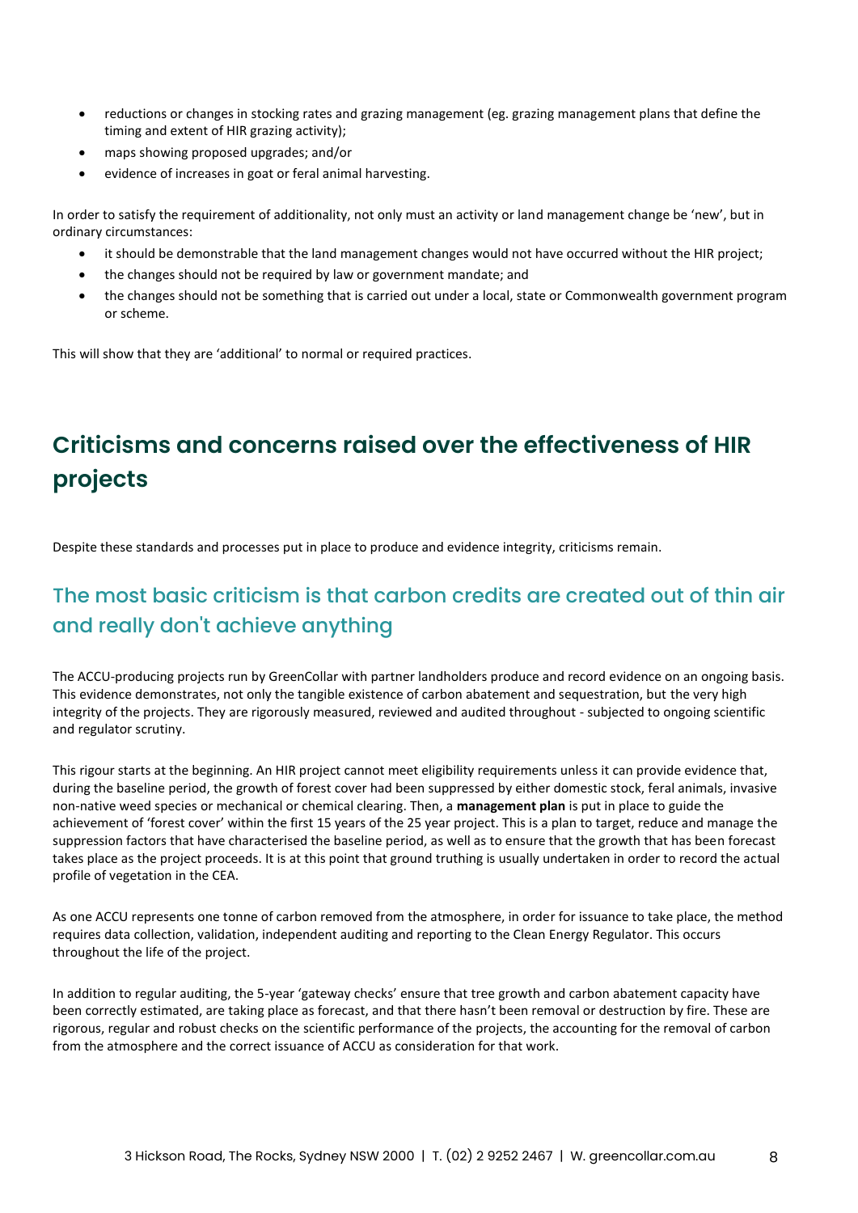- reductions or changes in stocking rates and grazing management (eg. grazing management plans that define the timing and extent of HIR grazing activity);
- maps showing proposed upgrades; and/or
- evidence of increases in goat or feral animal harvesting.

In order to satisfy the requirement of additionality, not only must an activity or land management change be 'new', but in ordinary circumstances:

- it should be demonstrable that the land management changes would not have occurred without the HIR project;
- the changes should not be required by law or government mandate; and
- the changes should not be something that is carried out under a local, state or Commonwealth government program or scheme.

This will show that they are 'additional' to normal or required practices.

# Criticisms and concerns raised over the effectiveness of HIR projects

Despite these standards and processes put in place to produce and evidence integrity, criticisms remain.

## The most basic criticism is that carbon credits are created out of thin air and really don't achieve anything

The ACCU-producing projects run by GreenCollar with partner landholders produce and record evidence on an ongoing basis. This evidence demonstrates, not only the tangible existence of carbon abatement and sequestration, but the very high integrity of the projects. They are rigorously measured, reviewed and audited throughout - subjected to ongoing scientific and regulator scrutiny.

This rigour starts at the beginning. An HIR project cannot meet eligibility requirements unless it can provide evidence that, during the baseline period, the growth of forest cover had been suppressed by either domestic stock, feral animals, invasive non-native weed species or mechanical or chemical clearing. Then, a **management plan** is put in place to guide the achievement of 'forest cover' within the first 15 years of the 25 year project. This is a plan to target, reduce and manage the suppression factors that have characterised the baseline period, as well as to ensure that the growth that has been forecast takes place as the project proceeds. It is at this point that ground truthing is usually undertaken in order to record the actual profile of vegetation in the CEA.

As one ACCU represents one tonne of carbon removed from the atmosphere, in order for issuance to take place, the method requires data collection, validation, independent auditing and reporting to the Clean Energy Regulator. This occurs throughout the life of the project.

In addition to regular auditing, the 5-year 'gateway checks' ensure that tree growth and carbon abatement capacity have been correctly estimated, are taking place as forecast, and that there hasn't been removal or destruction by fire. These are rigorous, regular and robust checks on the scientific performance of the projects, the accounting for the removal of carbon from the atmosphere and the correct issuance of ACCU as consideration for that work.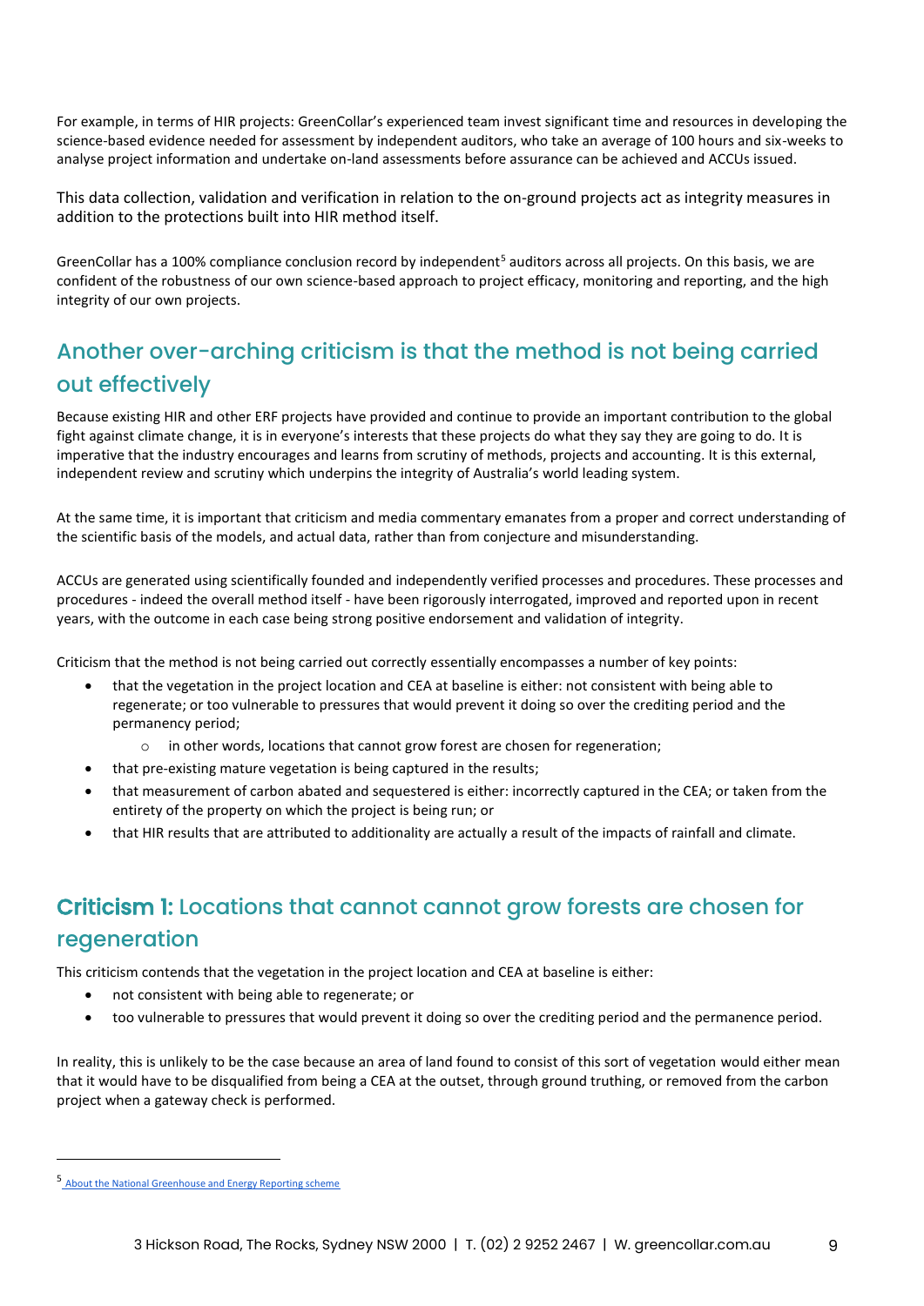For example, in terms of HIR projects: GreenCollar's experienced team invest significant time and resources in developing the science-based evidence needed for assessment by independent auditors, who take an average of 100 hours and six-weeks to analyse project information and undertake on-land assessments before assurance can be achieved and ACCUs issued.

This data collection, validation and verification in relation to the on-ground projects act as integrity measures in addition to the protections built into HIR method itself.

GreenCollar has a 100% compliance conclusion record by independent[5] auditors across all projects. On this basis, we are confident of the robustness of our own science-based approach to project efficacy, monitoring and reporting, and the high integrity of our own projects.

## Another over-arching criticism is that the method is not being carried out effectively

Because existing HIR and other ERF projects have provided and continue to provide an important contribution to the global fight against climate change, it is in everyone's interests that these projects do what they say they are going to do. It is imperative that the industry encourages and learns from scrutiny of methods, projects and accounting. It is this external, independent review and scrutiny which underpins the integrity of Australia's world leading system.

At the same time, it is important that criticism and media commentary emanates from a proper and correct understanding of the scientific basis of the models, and actual data, rather than from conjecture and misunderstanding.

ACCUs are generated using scientifically founded and independently verified processes and procedures. These processes and procedures - indeed the overall method itself - have been rigorously interrogated, improved and reported upon in recent years, with the outcome in each case being strong positive endorsement and validation of integrity.

Criticism that the method is not being carried out correctly essentially encompasses a number of key points:

- that the vegetation in the project location and CEA at baseline is either: not consistent with being able to regenerate; or too vulnerable to pressures that would prevent it doing so over the crediting period and the permanency period;
  - in other words, locations that cannot grow forest are chosen for regeneration;
- that pre-existing mature vegetation is being captured in the results;
- that measurement of carbon abated and sequestered is either: incorrectly captured in the CEA; or taken from the entirety of the property on which the project is being run; or
- that HIR results that are attributed to additionality are actually a result of the impacts of rainfall and climate.

## **Criticism 1:** Locations that cannot cannot grow forests are chosen for regeneration

This criticism contends that the vegetation in the project location and CEA at baseline is either:

- not consistent with being able to regenerate; or
- too vulnerable to pressures that would prevent it doing so over the crediting period and the permanence period.

In reality, this is unlikely to be the case because an area of land found to consist of this sort of vegetation would either mean that it would have to be disqualified from being a CEA at the outset, through ground truthing, or removed from the carbon project when a gateway check is performed.

---

[5] About the National Greenhouse and Energy Reporting scheme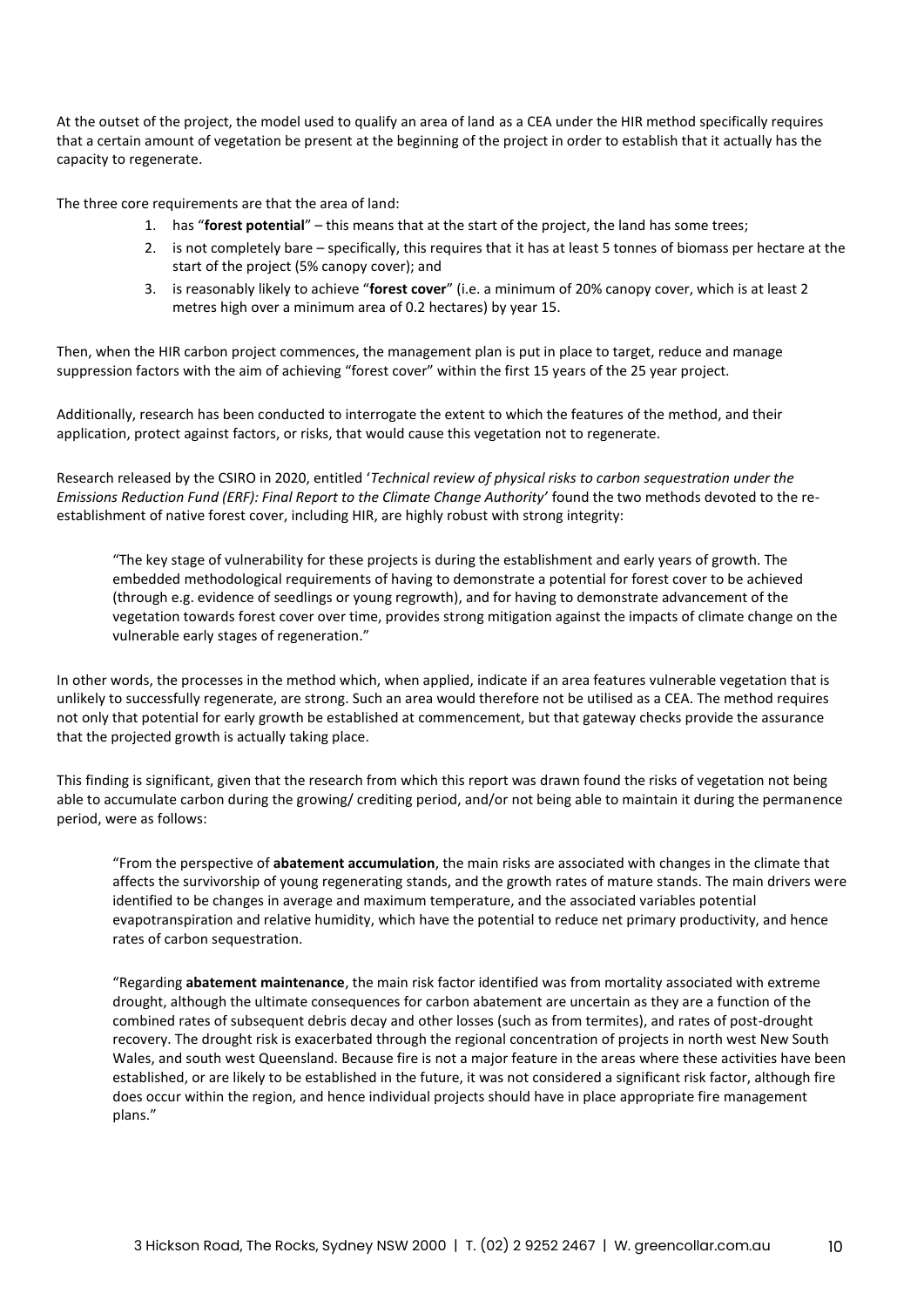At the outset of the project, the model used to qualify an area of land as a CEA under the HIR method specifically requires that a certain amount of vegetation be present at the beginning of the project in order to establish that it actually has the capacity to regenerate.

The three core requirements are that the area of land:

1. has "**forest potential**" – this means that at the start of the project, the land has some trees;
2. is not completely bare – specifically, this requires that it has at least 5 tonnes of biomass per hectare at the start of the project (5% canopy cover); and
3. is reasonably likely to achieve "**forest cover**" (i.e. a minimum of 20% canopy cover, which is at least 2 metres high over a minimum area of 0.2 hectares) by year 15.

Then, when the HIR carbon project commences, the management plan is put in place to target, reduce and manage suppression factors with the aim of achieving "forest cover" within the first 15 years of the 25 year project.

Additionally, research has been conducted to interrogate the extent to which the features of the method, and their application, protect against factors, or risks, that would cause this vegetation not to regenerate.

Research released by the CSIRO in 2020, entitled '*Technical review of physical risks to carbon sequestration under the Emissions Reduction Fund (ERF): Final Report to the Climate Change Authority*' found the two methods devoted to the re-establishment of native forest cover, including HIR, are highly robust with strong integrity:

> "The key stage of vulnerability for these projects is during the establishment and early years of growth. The embedded methodological requirements of having to demonstrate a potential for forest cover to be achieved (through e.g. evidence of seedlings or young regrowth), and for having to demonstrate advancement of the vegetation towards forest cover over time, provides strong mitigation against the impacts of climate change on the vulnerable early stages of regeneration."

In other words, the processes in the method which, when applied, indicate if an area features vulnerable vegetation that is unlikely to successfully regenerate, are strong. Such an area would therefore not be utilised as a CEA. The method requires not only that potential for early growth be established at commencement, but that gateway checks provide the assurance that the projected growth is actually taking place.

This finding is significant, given that the research from which this report was drawn found the risks of vegetation not being able to accumulate carbon during the growing/ crediting period, and/or not being able to maintain it during the permanence period, were as follows:

> "From the perspective of **abatement accumulation**, the main risks are associated with changes in the climate that affects the survivorship of young regenerating stands, and the growth rates of mature stands. The main drivers were identified to be changes in average and maximum temperature, and the associated variables potential evapotranspiration and relative humidity, which have the potential to reduce net primary productivity, and hence rates of carbon sequestration.
>
> "Regarding **abatement maintenance**, the main risk factor identified was from mortality associated with extreme drought, although the ultimate consequences for carbon abatement are uncertain as they are a function of the combined rates of subsequent debris decay and other losses (such as from termites), and rates of post-drought recovery. The drought risk is exacerbated through the regional concentration of projects in north west New South Wales, and south west Queensland. Because fire is not a major feature in the areas where these activities have been established, or are likely to be established in the future, it was not considered a significant risk factor, although fire does occur within the region, and hence individual projects should have in place appropriate fire management plans."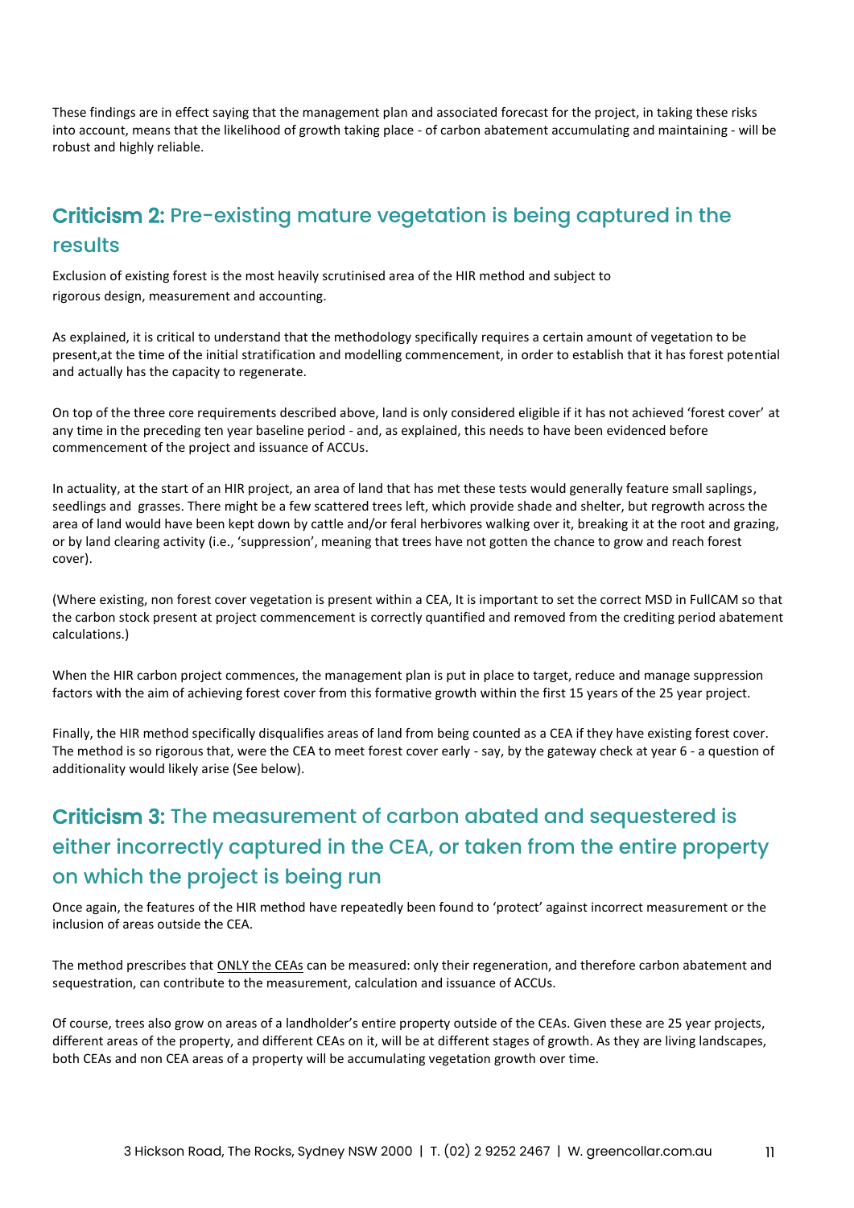These findings are in effect saying that the management plan and associated forecast for the project, in taking these risks into account, means that the likelihood of growth taking place - of carbon abatement accumulating and maintaining - will be robust and highly reliable.

## **Criticism 2:** Pre-existing mature vegetation is being captured in the results

Exclusion of existing forest is the most heavily scrutinised area of the HIR method and subject to rigorous design, measurement and accounting.

As explained, it is critical to understand that the methodology specifically requires a certain amount of vegetation to be present,at the time of the initial stratification and modelling commencement, in order to establish that it has forest potential and actually has the capacity to regenerate.

On top of the three core requirements described above, land is only considered eligible if it has not achieved 'forest cover' at any time in the preceding ten year baseline period - and, as explained, this needs to have been evidenced before commencement of the project and issuance of ACCUs.

In actuality, at the start of an HIR project, an area of land that has met these tests would generally feature small saplings, seedlings and grasses. There might be a few scattered trees left, which provide shade and shelter, but regrowth across the area of land would have been kept down by cattle and/or feral herbivores walking over it, breaking it at the root and grazing, or by land clearing activity (i.e., 'suppression', meaning that trees have not gotten the chance to grow and reach forest cover).

(Where existing, non forest cover vegetation is present within a CEA, It is important to set the correct MSD in FullCAM so that the carbon stock present at project commencement is correctly quantified and removed from the crediting period abatement calculations.)

When the HIR carbon project commences, the management plan is put in place to target, reduce and manage suppression factors with the aim of achieving forest cover from this formative growth within the first 15 years of the 25 year project.

Finally, the HIR method specifically disqualifies areas of land from being counted as a CEA if they have existing forest cover. The method is so rigorous that, were the CEA to meet forest cover early - say, by the gateway check at year 6 - a question of additionality would likely arise (See below).

## **Criticism 3:** The measurement of carbon abated and sequestered is either incorrectly captured in the CEA, or taken from the entire property on which the project is being run

Once again, the features of the HIR method have repeatedly been found to 'protect' against incorrect measurement or the inclusion of areas outside the CEA.

The method prescribes that ONLY the CEAs can be measured: only their regeneration, and therefore carbon abatement and sequestration, can contribute to the measurement, calculation and issuance of ACCUs.

Of course, trees also grow on areas of a landholder's entire property outside of the CEAs. Given these are 25 year projects, different areas of the property, and different CEAs on it, will be at different stages of growth. As they are living landscapes, both CEAs and non CEA areas of a property will be accumulating vegetation growth over time.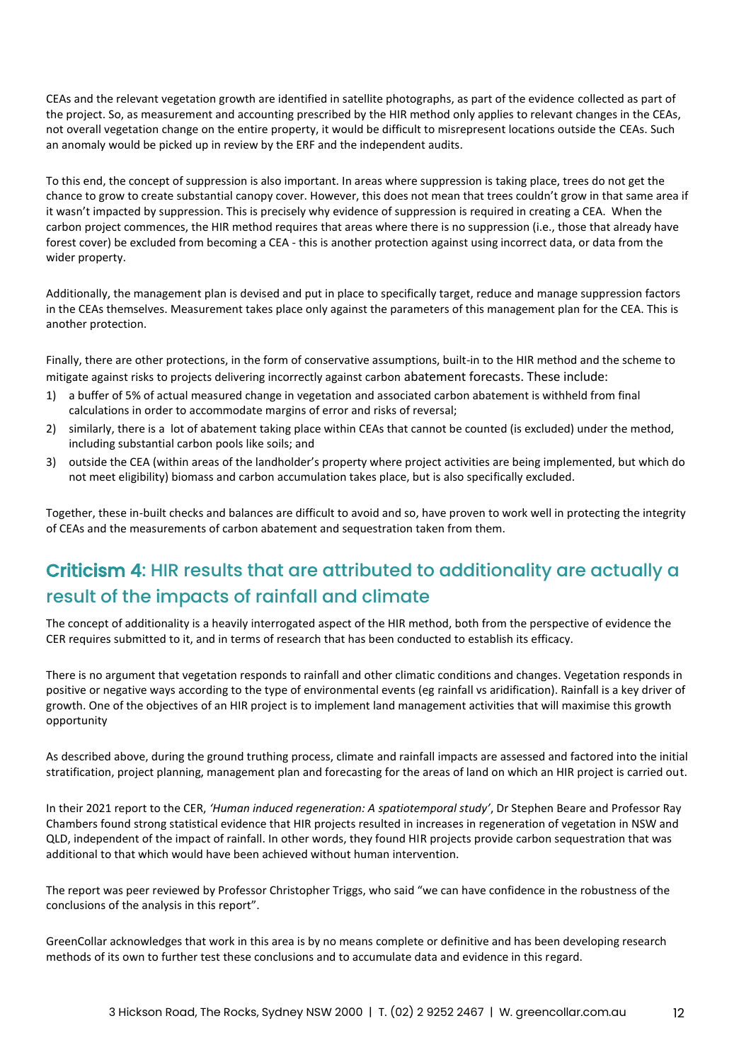CEAs and the relevant vegetation growth are identified in satellite photographs, as part of the evidence collected as part of the project. So, as measurement and accounting prescribed by the HIR method only applies to relevant changes in the CEAs, not overall vegetation change on the entire property, it would be difficult to misrepresent locations outside the CEAs. Such an anomaly would be picked up in review by the ERF and the independent audits.

To this end, the concept of suppression is also important. In areas where suppression is taking place, trees do not get the chance to grow to create substantial canopy cover. However, this does not mean that trees couldn't grow in that same area if it wasn't impacted by suppression. This is precisely why evidence of suppression is required in creating a CEA. When the carbon project commences, the HIR method requires that areas where there is no suppression (i.e., those that already have forest cover) be excluded from becoming a CEA - this is another protection against using incorrect data, or data from the wider property.

Additionally, the management plan is devised and put in place to specifically target, reduce and manage suppression factors in the CEAs themselves. Measurement takes place only against the parameters of this management plan for the CEA. This is another protection.

Finally, there are other protections, in the form of conservative assumptions, built-in to the HIR method and the scheme to mitigate against risks to projects delivering incorrectly against carbon abatement forecasts. These include:

1) a buffer of 5% of actual measured change in vegetation and associated carbon abatement is withheld from final calculations in order to accommodate margins of error and risks of reversal;
2) similarly, there is a lot of abatement taking place within CEAs that cannot be counted (is excluded) under the method, including substantial carbon pools like soils; and
3) outside the CEA (within areas of the landholder's property where project activities are being implemented, but which do not meet eligibility) biomass and carbon accumulation takes place, but is also specifically excluded.

Together, these in-built checks and balances are difficult to avoid and so, have proven to work well in protecting the integrity of CEAs and the measurements of carbon abatement and sequestration taken from them.

## Criticism 4: HIR results that are attributed to additionality are actually a result of the impacts of rainfall and climate

The concept of additionality is a heavily interrogated aspect of the HIR method, both from the perspective of evidence the CER requires submitted to it, and in terms of research that has been conducted to establish its efficacy.

There is no argument that vegetation responds to rainfall and other climatic conditions and changes. Vegetation responds in positive or negative ways according to the type of environmental events (eg rainfall vs aridification). Rainfall is a key driver of growth. One of the objectives of an HIR project is to implement land management activities that will maximise this growth opportunity

As described above, during the ground truthing process, climate and rainfall impacts are assessed and factored into the initial stratification, project planning, management plan and forecasting for the areas of land on which an HIR project is carried out.

In their 2021 report to the CER, *'Human induced regeneration: A spatiotemporal study'*, Dr Stephen Beare and Professor Ray Chambers found strong statistical evidence that HIR projects resulted in increases in regeneration of vegetation in NSW and QLD, independent of the impact of rainfall. In other words, they found HIR projects provide carbon sequestration that was additional to that which would have been achieved without human intervention.

The report was peer reviewed by Professor Christopher Triggs, who said "we can have confidence in the robustness of the conclusions of the analysis in this report".

GreenCollar acknowledges that work in this area is by no means complete or definitive and has been developing research methods of its own to further test these conclusions and to accumulate data and evidence in this regard.